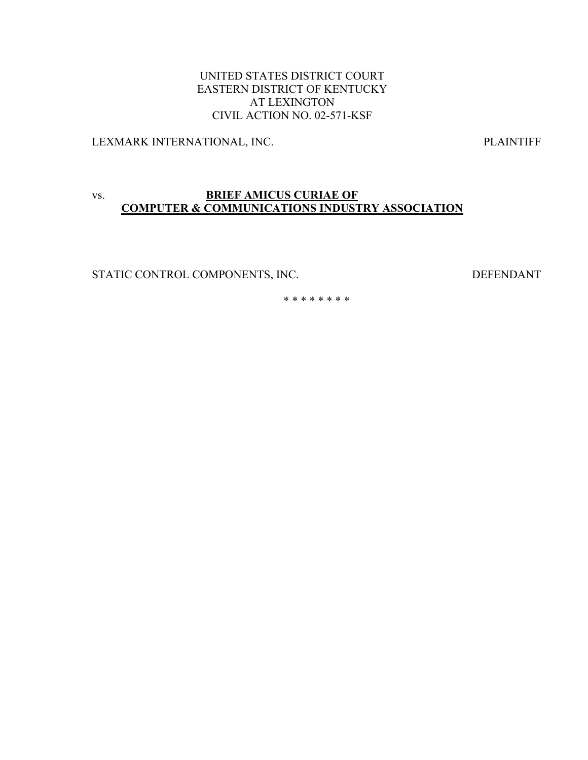UNITED STATES DISTRICT COURT
EASTERN DISTRICT OF KENTUCKY
AT LEXINGTON
CIVIL ACTION NO. 02-571-KSF

LEXMARK INTERNATIONAL, INC. PLAINTIFF

vs. **BRIEF AMICUS CURIAE OF COMPUTER & COMMUNICATIONS INDUSTRY ASSOCIATION**

STATIC CONTROL COMPONENTS, INC. DEFENDANT

\* \* \* \* \* \* \* \*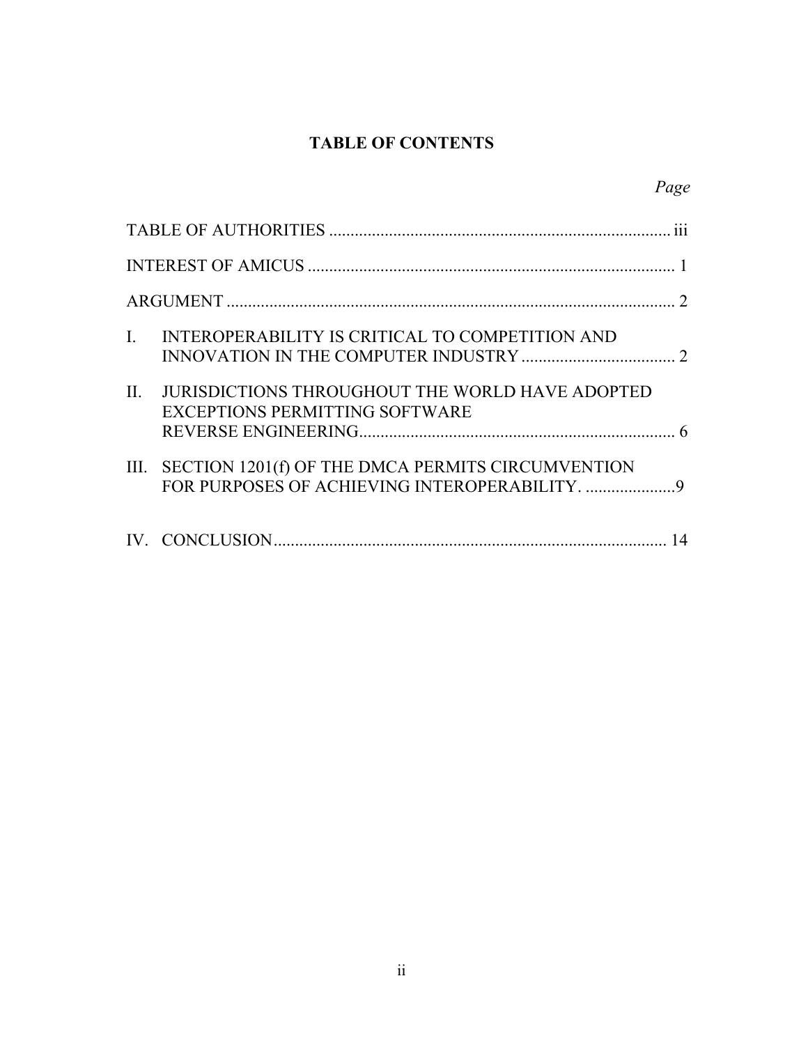# TABLE OF CONTENTS

| | Page |
|---|---|
| TABLE OF AUTHORITIES | iii |
| INTEREST OF AMICUS | 1 |
| ARGUMENT | 2 |
| I. INTEROPERABILITY IS CRITICAL TO COMPETITION AND INNOVATION IN THE COMPUTER INDUSTRY | 2 |
| II. JURISDICTIONS THROUGHOUT THE WORLD HAVE ADOPTED EXCEPTIONS PERMITTING SOFTWARE REVERSE ENGINEERING | 6 |
| III. SECTION 1201(f) OF THE DMCA PERMITS CIRCUMVENTION FOR PURPOSES OF ACHIEVING INTEROPERABILITY. | 9 |
| IV. CONCLUSION | 14 |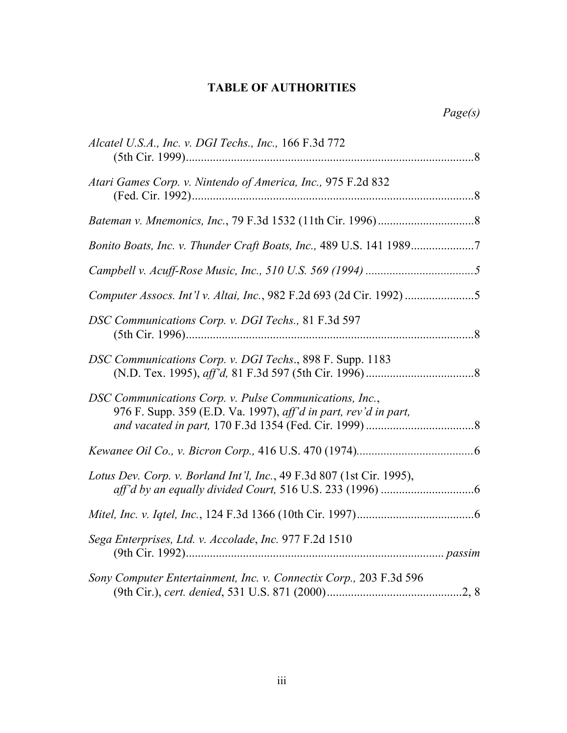## TABLE OF AUTHORITIES

*Page(s)*

*Alcatel U.S.A., Inc. v. DGI Techs., Inc.,* 166 F.3d 772 (5th Cir. 1999)....................8

*Atari Games Corp. v. Nintendo of America, Inc.,* 975 F.2d 832 (Fed. Cir. 1992)....................8

*Bateman v. Mnemonics, Inc.*, 79 F.3d 1532 (11th Cir. 1996)....................8

*Bonito Boats, Inc. v. Thunder Craft Boats, Inc.,* 489 U.S. 141 1989....................7

*Campbell v. Acuff-Rose Music, Inc., 510 U.S. 569 (1994)*....................5

*Computer Assocs. Int'l v. Altai, Inc.*, 982 F.2d 693 (2d Cir. 1992)....................5

*DSC Communications Corp. v. DGI Techs.,* 81 F.3d 597 (5th Cir. 1996)....................8

*DSC Communications Corp. v. DGI Techs*., 898 F. Supp. 1183 (N.D. Tex. 1995), *aff'd,* 81 F.3d 597 (5th Cir. 1996)....................8

*DSC Communications Corp. v. Pulse Communications, Inc.*, 976 F. Supp. 359 (E.D. Va. 1997), *aff'd in part, rev'd in part, and vacated in part,* 170 F.3d 1354 (Fed. Cir. 1999)....................8

*Kewanee Oil Co., v. Bicron Corp.,* 416 U.S. 470 (1974)....................6

*Lotus Dev. Corp. v. Borland Int'l, Inc.*, 49 F.3d 807 (1st Cir. 1995), *aff'd by an equally divided Court,* 516 U.S. 233 (1996)....................6

*Mitel, Inc. v. Iqtel, Inc.*, 124 F.3d 1366 (10th Cir. 1997)....................6

*Sega Enterprises, Ltd. v. Accolade*, *Inc.* 977 F.2d 1510 (9th Cir. 1992).................... *passim*

*Sony Computer Entertainment, Inc. v. Connectix Corp.,* 203 F.3d 596 (9th Cir.), *cert. denied*, 531 U.S. 871 (2000)....................2, 8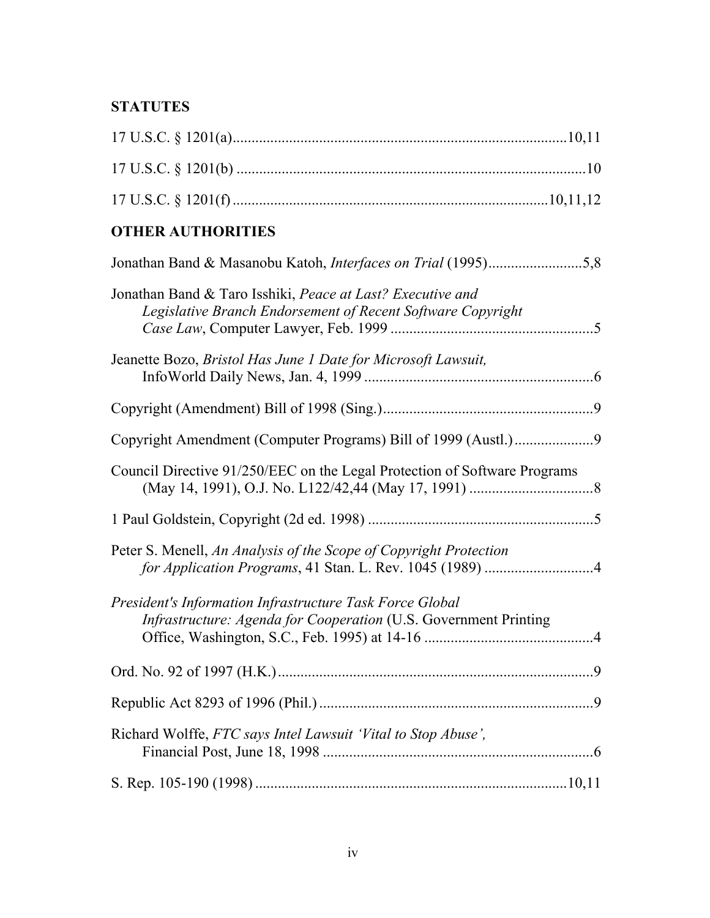## STATUTES

17 U.S.C. § 1201(a)........................................................................................10,11

17 U.S.C. § 1201(b) ............................................................................................10

17 U.S.C. § 1201(f) ..................................................................................10,11,12

## OTHER AUTHORITIES

Jonathan Band & Masanobu Katoh, *Interfaces on Trial* (1995).........................5,8

Jonathan Band & Taro Isshiki, *Peace at Last? Executive and Legislative Branch Endorsement of Recent Software Copyright Case Law*, Computer Lawyer, Feb. 1999 .....................................................5

Jeanette Bozo, *Bristol Has June 1 Date for Microsoft Lawsuit,* InfoWorld Daily News, Jan. 4, 1999 ............................................................6

Copyright (Amendment) Bill of 1998 (Sing.).......................................................9

Copyright Amendment (Computer Programs) Bill of 1999 (Austl.).....................9

Council Directive 91/250/EEC on the Legal Protection of Software Programs (May 14, 1991), O.J. No. L122/42,44 (May 17, 1991) ................................8

1 Paul Goldstein, Copyright (2d ed. 1998) ...........................................................5

Peter S. Menell, *An Analysis of the Scope of Copyright Protection for Application Programs*, 41 Stan. L. Rev. 1045 (1989) ............................4

*President's Information Infrastructure Task Force Global Infrastructure: Agenda for Cooperation* (U.S. Government Printing Office, Washington, S.C., Feb. 1995) at 14-16 ............................................4

Ord. No. 92 of 1997 (H.K.)...................................................................................9

Republic Act 8293 of 1996 (Phil.) ........................................................................9

Richard Wolffe, *FTC says Intel Lawsuit 'Vital to Stop Abuse',* Financial Post, June 18, 1998 .......................................................................6

S. Rep. 105-190 (1998) ..................................................................................10,11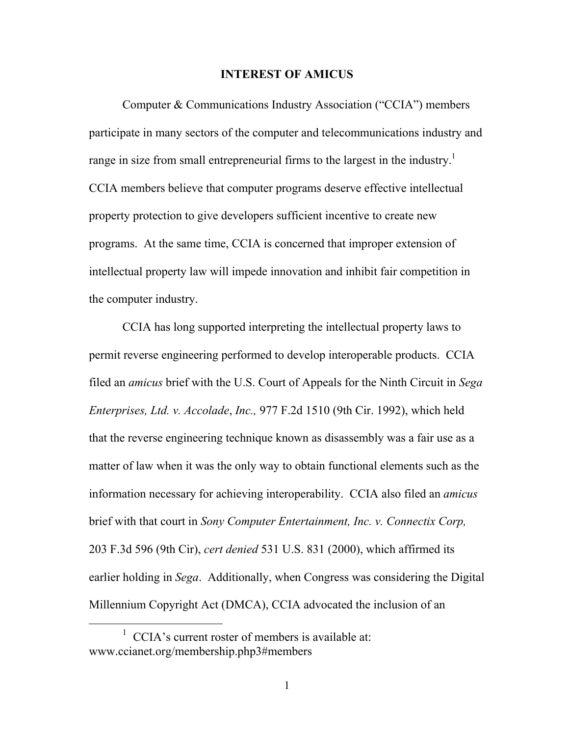## INTEREST OF AMICUS

Computer & Communications Industry Association ("CCIA") members participate in many sectors of the computer and telecommunications industry and range in size from small entrepreneurial firms to the largest in the industry.[1] CCIA members believe that computer programs deserve effective intellectual property protection to give developers sufficient incentive to create new programs. At the same time, CCIA is concerned that improper extension of intellectual property law will impede innovation and inhibit fair competition in the computer industry.

CCIA has long supported interpreting the intellectual property laws to permit reverse engineering performed to develop interoperable products. CCIA filed an *amicus* brief with the U.S. Court of Appeals for the Ninth Circuit in *Sega Enterprises, Ltd. v. Accolade*, *Inc.,* 977 F.2d 1510 (9th Cir. 1992), which held that the reverse engineering technique known as disassembly was a fair use as a matter of law when it was the only way to obtain functional elements such as the information necessary for achieving interoperability. CCIA also filed an *amicus* brief with that court in *Sony Computer Entertainment, Inc. v. Connectix Corp,* 203 F.3d 596 (9th Cir), *cert denied* 531 U.S. 831 (2000), which affirmed its earlier holding in *Sega*. Additionally, when Congress was considering the Digital Millennium Copyright Act (DMCA), CCIA advocated the inclusion of an

[1] CCIA's current roster of members is available at: www.ccianet.org/membership.php3#members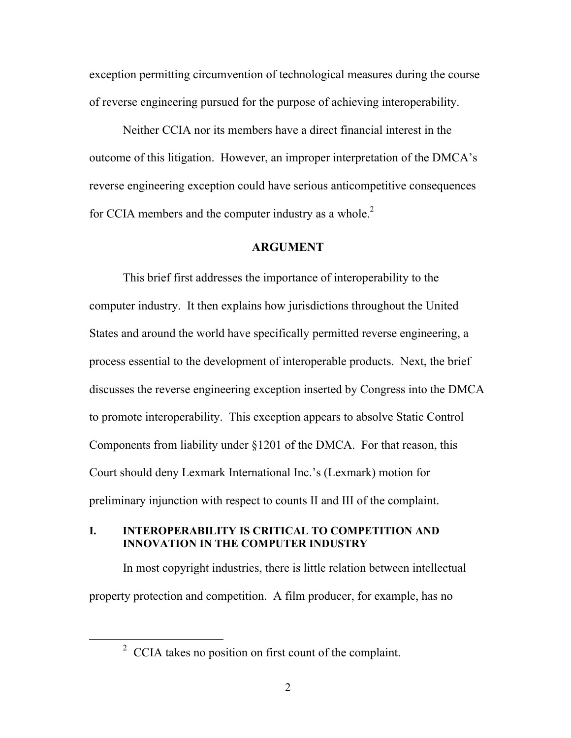exception permitting circumvention of technological measures during the course of reverse engineering pursued for the purpose of achieving interoperability.

Neither CCIA nor its members have a direct financial interest in the outcome of this litigation. However, an improper interpretation of the DMCA's reverse engineering exception could have serious anticompetitive consequences for CCIA members and the computer industry as a whole.[2]

## ARGUMENT

This brief first addresses the importance of interoperability to the computer industry. It then explains how jurisdictions throughout the United States and around the world have specifically permitted reverse engineering, a process essential to the development of interoperable products. Next, the brief discusses the reverse engineering exception inserted by Congress into the DMCA to promote interoperability. This exception appears to absolve Static Control Components from liability under §1201 of the DMCA. For that reason, this Court should deny Lexmark International Inc.'s (Lexmark) motion for preliminary injunction with respect to counts II and III of the complaint.

### I. INTEROPERABILITY IS CRITICAL TO COMPETITION AND INNOVATION IN THE COMPUTER INDUSTRY

In most copyright industries, there is little relation between intellectual property protection and competition. A film producer, for example, has no

---

[2] CCIA takes no position on first count of the complaint.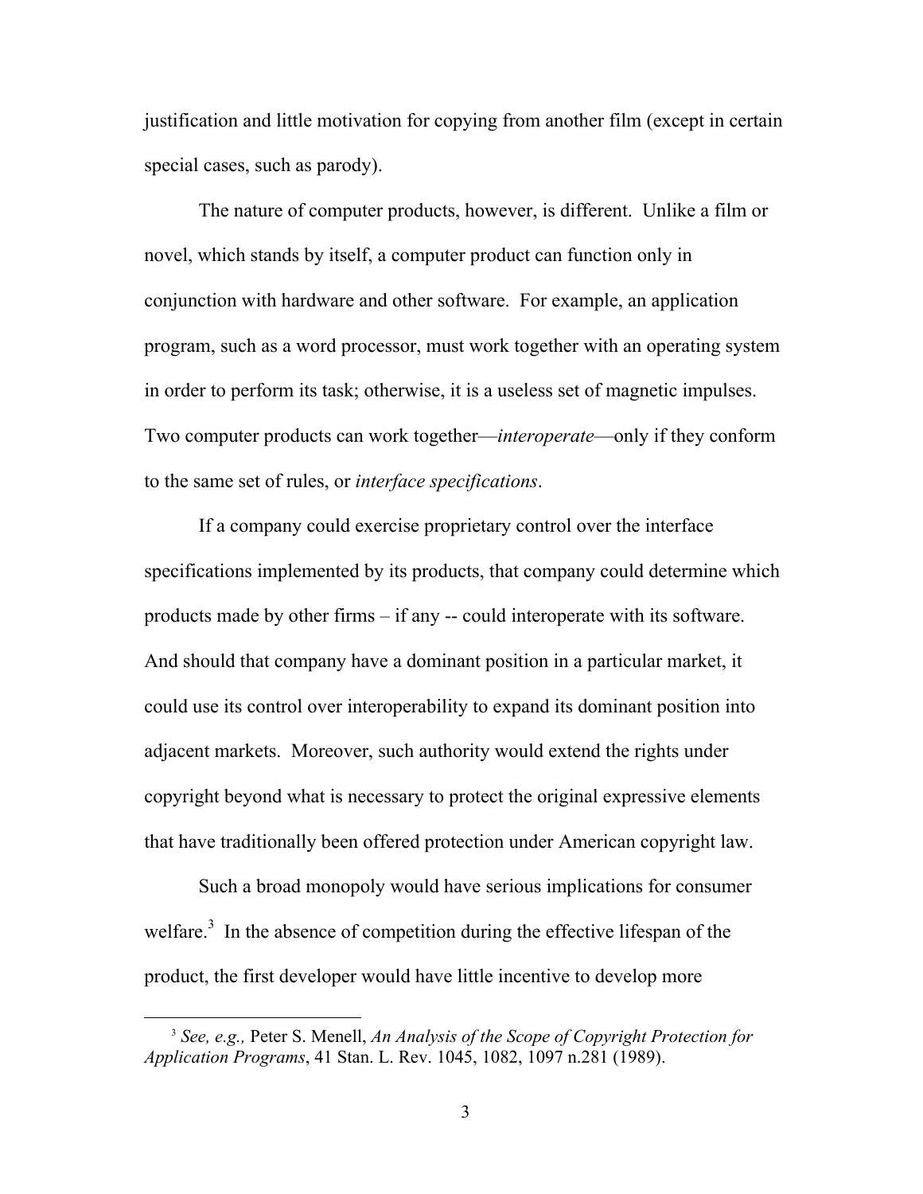justification and little motivation for copying from another film (except in certain special cases, such as parody).

The nature of computer products, however, is different. Unlike a film or novel, which stands by itself, a computer product can function only in conjunction with hardware and other software. For example, an application program, such as a word processor, must work together with an operating system in order to perform its task; otherwise, it is a useless set of magnetic impulses. Two computer products can work together—*interoperate*—only if they conform to the same set of rules, or *interface specifications*.

If a company could exercise proprietary control over the interface specifications implemented by its products, that company could determine which products made by other firms – if any -- could interoperate with its software. And should that company have a dominant position in a particular market, it could use its control over interoperability to expand its dominant position into adjacent markets. Moreover, such authority would extend the rights under copyright beyond what is necessary to protect the original expressive elements that have traditionally been offered protection under American copyright law.

Such a broad monopoly would have serious implications for consumer welfare.[3] In the absence of competition during the effective lifespan of the product, the first developer would have little incentive to develop more

---

[3] *See, e.g.,* Peter S. Menell, *An Analysis of the Scope of Copyright Protection for Application Programs*, 41 Stan. L. Rev. 1045, 1082, 1097 n.281 (1989).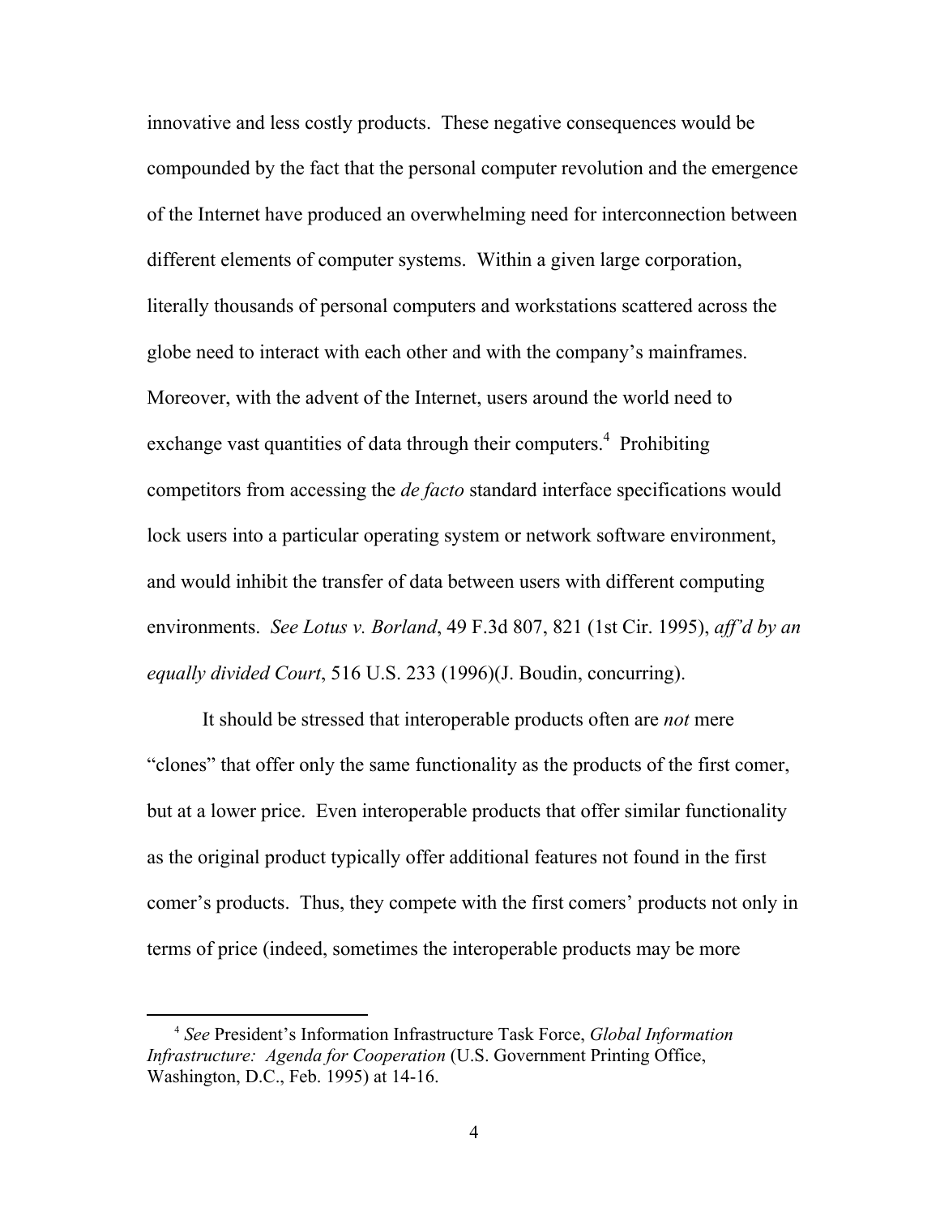innovative and less costly products. These negative consequences would be compounded by the fact that the personal computer revolution and the emergence of the Internet have produced an overwhelming need for interconnection between different elements of computer systems. Within a given large corporation, literally thousands of personal computers and workstations scattered across the globe need to interact with each other and with the company's mainframes. Moreover, with the advent of the Internet, users around the world need to exchange vast quantities of data through their computers.[4] Prohibiting competitors from accessing the *de facto* standard interface specifications would lock users into a particular operating system or network software environment, and would inhibit the transfer of data between users with different computing environments. *See Lotus v. Borland*, 49 F.3d 807, 821 (1st Cir. 1995), *aff'd by an equally divided Court*, 516 U.S. 233 (1996)(J. Boudin, concurring).

It should be stressed that interoperable products often are *not* mere "clones" that offer only the same functionality as the products of the first comer, but at a lower price. Even interoperable products that offer similar functionality as the original product typically offer additional features not found in the first comer's products. Thus, they compete with the first comers' products not only in terms of price (indeed, sometimes the interoperable products may be more

---

[4] *See* President's Information Infrastructure Task Force, *Global Information Infrastructure: Agenda for Cooperation* (U.S. Government Printing Office, Washington, D.C., Feb. 1995) at 14-16.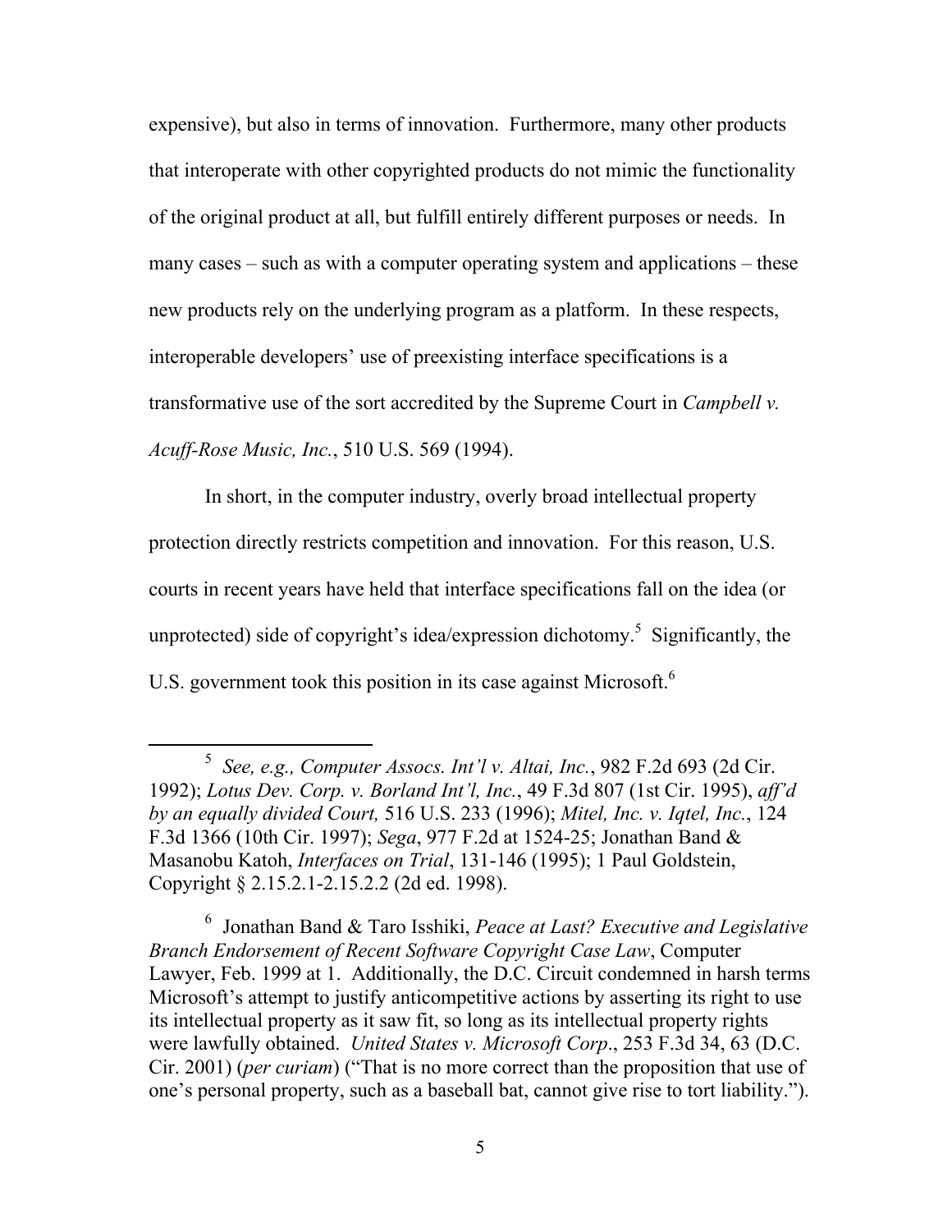expensive), but also in terms of innovation. Furthermore, many other products that interoperate with other copyrighted products do not mimic the functionality of the original product at all, but fulfill entirely different purposes or needs. In many cases – such as with a computer operating system and applications – these new products rely on the underlying program as a platform. In these respects, interoperable developers' use of preexisting interface specifications is a transformative use of the sort accredited by the Supreme Court in *Campbell v. Acuff-Rose Music, Inc.*, 510 U.S. 569 (1994).

In short, in the computer industry, overly broad intellectual property protection directly restricts competition and innovation. For this reason, U.S. courts in recent years have held that interface specifications fall on the idea (or unprotected) side of copyright's idea/expression dichotomy.[5] Significantly, the U.S. government took this position in its case against Microsoft.[6]

---

[5] *See, e.g., Computer Assocs. Int'l v. Altai, Inc.*, 982 F.2d 693 (2d Cir. 1992); *Lotus Dev. Corp. v. Borland Int'l, Inc.*, 49 F.3d 807 (1st Cir. 1995), *aff'd by an equally divided Court,* 516 U.S. 233 (1996); *Mitel, Inc. v. Iqtel, Inc.*, 124 F.3d 1366 (10th Cir. 1997); *Sega*, 977 F.2d at 1524-25; Jonathan Band & Masanobu Katoh, *Interfaces on Trial*, 131-146 (1995); 1 Paul Goldstein, Copyright § 2.15.2.1-2.15.2.2 (2d ed. 1998).

[6] Jonathan Band & Taro Isshiki, *Peace at Last? Executive and Legislative Branch Endorsement of Recent Software Copyright Case Law*, Computer Lawyer, Feb. 1999 at 1. Additionally, the D.C. Circuit condemned in harsh terms Microsoft's attempt to justify anticompetitive actions by asserting its right to use its intellectual property as it saw fit, so long as its intellectual property rights were lawfully obtained. *United States v. Microsoft Corp*., 253 F.3d 34, 63 (D.C. Cir. 2001) (*per curiam*) ("That is no more correct than the proposition that use of one's personal property, such as a baseball bat, cannot give rise to tort liability.").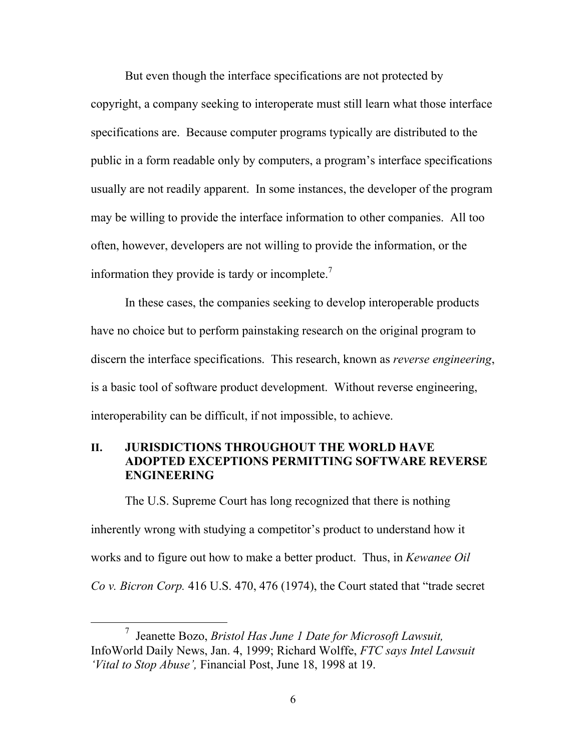But even though the interface specifications are not protected by copyright, a company seeking to interoperate must still learn what those interface specifications are. Because computer programs typically are distributed to the public in a form readable only by computers, a program's interface specifications usually are not readily apparent. In some instances, the developer of the program may be willing to provide the interface information to other companies. All too often, however, developers are not willing to provide the information, or the information they provide is tardy or incomplete.[7]

In these cases, the companies seeking to develop interoperable products have no choice but to perform painstaking research on the original program to discern the interface specifications. This research, known as *reverse engineering*, is a basic tool of software product development. Without reverse engineering, interoperability can be difficult, if not impossible, to achieve.

## II. JURISDICTIONS THROUGHOUT THE WORLD HAVE ADOPTED EXCEPTIONS PERMITTING SOFTWARE REVERSE ENGINEERING

The U.S. Supreme Court has long recognized that there is nothing inherently wrong with studying a competitor's product to understand how it works and to figure out how to make a better product. Thus, in *Kewanee Oil Co v. Bicron Corp.* 416 U.S. 470, 476 (1974), the Court stated that "trade secret

---

[7] Jeanette Bozo, *Bristol Has June 1 Date for Microsoft Lawsuit,* InfoWorld Daily News, Jan. 4, 1999; Richard Wolffe, *FTC says Intel Lawsuit 'Vital to Stop Abuse',* Financial Post, June 18, 1998 at 19.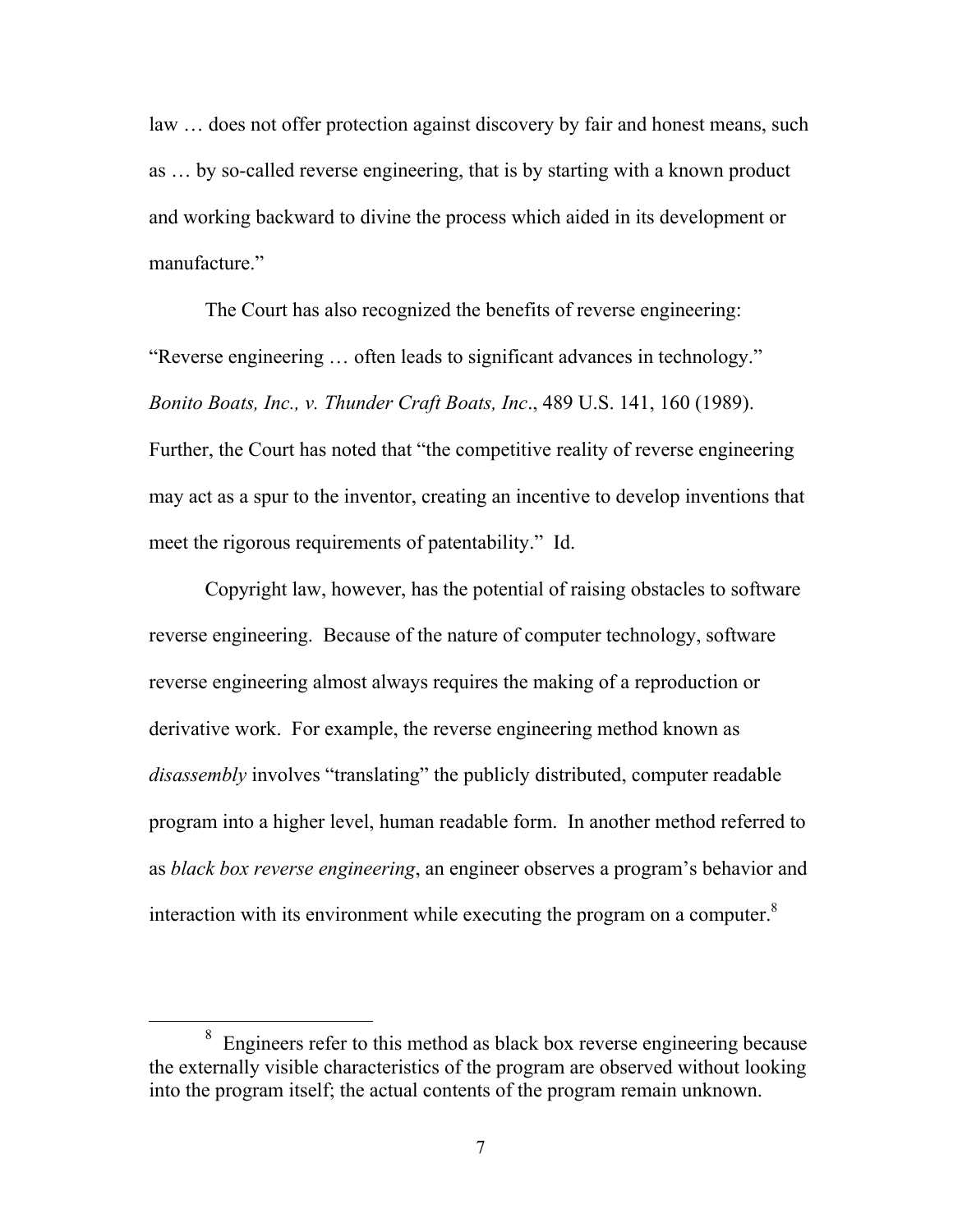law … does not offer protection against discovery by fair and honest means, such as … by so-called reverse engineering, that is by starting with a known product and working backward to divine the process which aided in its development or manufacture."

The Court has also recognized the benefits of reverse engineering: "Reverse engineering … often leads to significant advances in technology." *Bonito Boats, Inc., v. Thunder Craft Boats, Inc*., 489 U.S. 141, 160 (1989). Further, the Court has noted that "the competitive reality of reverse engineering may act as a spur to the inventor, creating an incentive to develop inventions that meet the rigorous requirements of patentability." Id.

Copyright law, however, has the potential of raising obstacles to software reverse engineering. Because of the nature of computer technology, software reverse engineering almost always requires the making of a reproduction or derivative work. For example, the reverse engineering method known as *disassembly* involves "translating" the publicly distributed, computer readable program into a higher level, human readable form. In another method referred to as *black box reverse engineering*, an engineer observes a program's behavior and interaction with its environment while executing the program on a computer.[8]

---

[8] Engineers refer to this method as black box reverse engineering because the externally visible characteristics of the program are observed without looking into the program itself; the actual contents of the program remain unknown.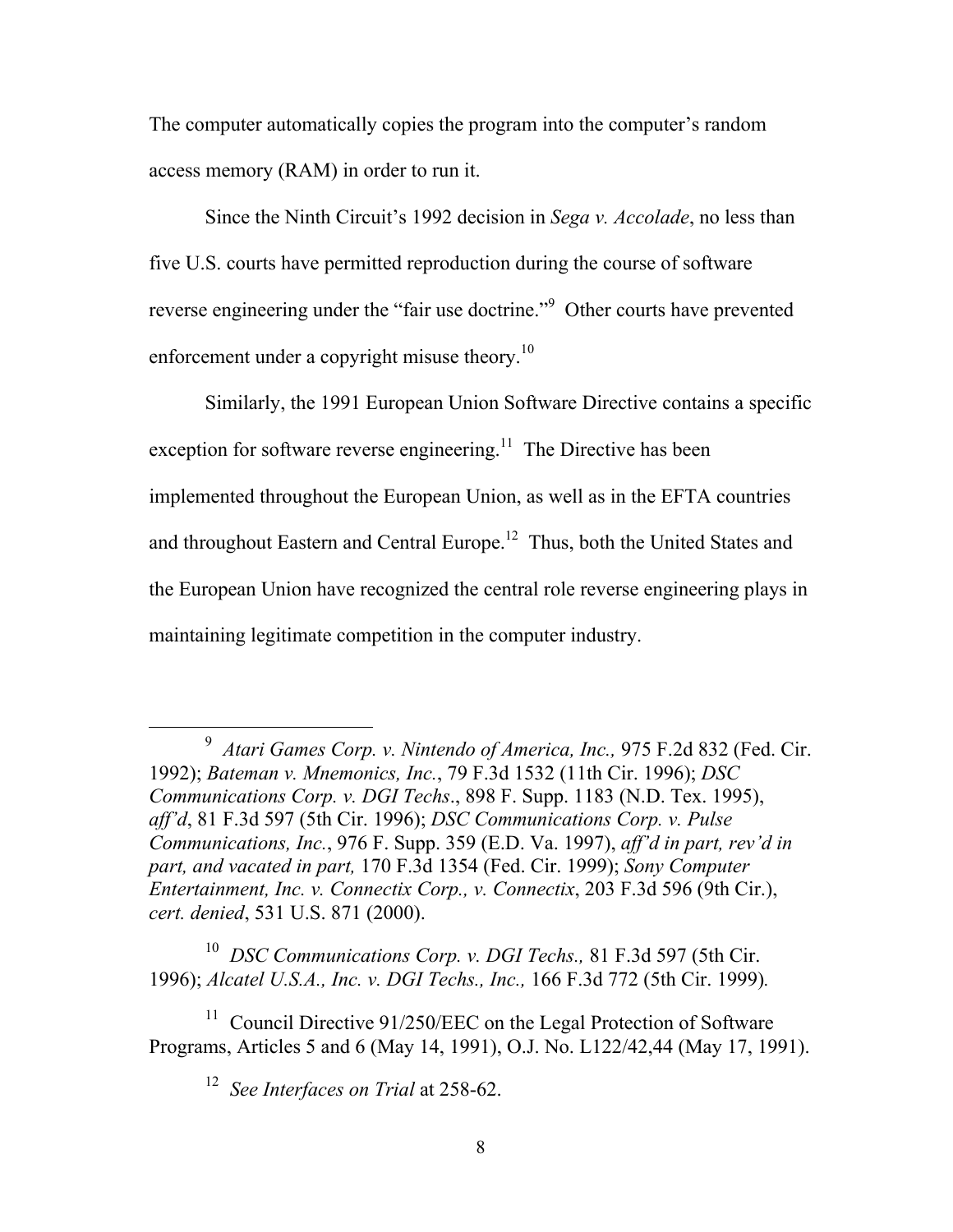The computer automatically copies the program into the computer's random access memory (RAM) in order to run it.

Since the Ninth Circuit's 1992 decision in *Sega v. Accolade*, no less than five U.S. courts have permitted reproduction during the course of software reverse engineering under the "fair use doctrine."[9] Other courts have prevented enforcement under a copyright misuse theory.[10]

Similarly, the 1991 European Union Software Directive contains a specific exception for software reverse engineering.[11] The Directive has been implemented throughout the European Union, as well as in the EFTA countries and throughout Eastern and Central Europe.[12] Thus, both the United States and the European Union have recognized the central role reverse engineering plays in maintaining legitimate competition in the computer industry.

---

[9] *Atari Games Corp. v. Nintendo of America, Inc.,* 975 F.2d 832 (Fed. Cir. 1992); *Bateman v. Mnemonics, Inc.*, 79 F.3d 1532 (11th Cir. 1996); *DSC Communications Corp. v. DGI Techs*., 898 F. Supp. 1183 (N.D. Tex. 1995), *aff'd*, 81 F.3d 597 (5th Cir. 1996); *DSC Communications Corp. v. Pulse Communications, Inc.*, 976 F. Supp. 359 (E.D. Va. 1997), *aff'd in part, rev'd in part, and vacated in part,* 170 F.3d 1354 (Fed. Cir. 1999); *Sony Computer Entertainment, Inc. v. Connectix Corp., v. Connectix*, 203 F.3d 596 (9th Cir.), *cert. denied*, 531 U.S. 871 (2000).

[10] *DSC Communications Corp. v. DGI Techs.,* 81 F.3d 597 (5th Cir. 1996); *Alcatel U.S.A., Inc. v. DGI Techs., Inc.,* 166 F.3d 772 (5th Cir. 1999).

[11] Council Directive 91/250/EEC on the Legal Protection of Software Programs, Articles 5 and 6 (May 14, 1991), O.J. No. L122/42,44 (May 17, 1991).

[12] *See Interfaces on Trial* at 258-62.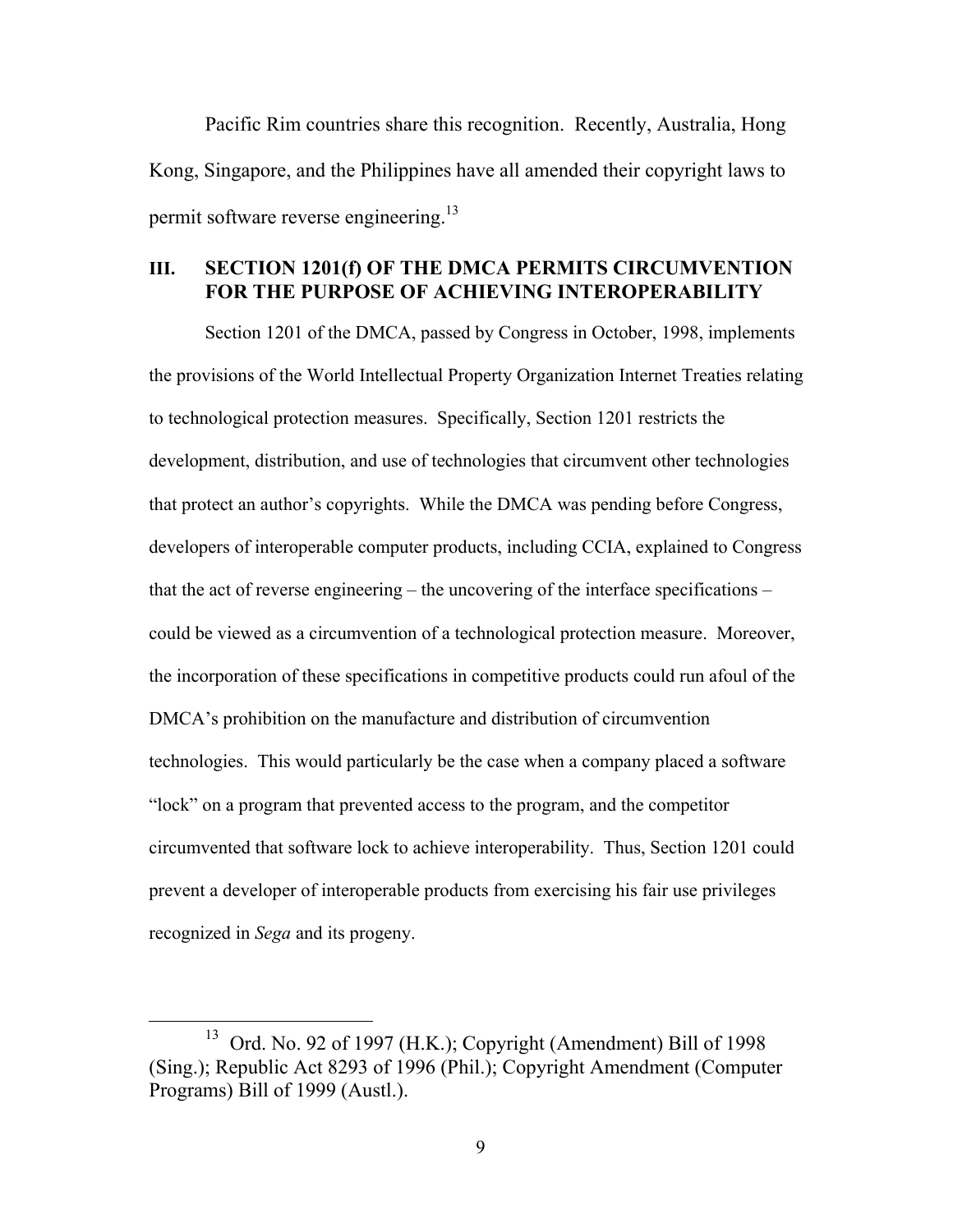Pacific Rim countries share this recognition. Recently, Australia, Hong Kong, Singapore, and the Philippines have all amended their copyright laws to permit software reverse engineering.[13]

## III. SECTION 1201(f) OF THE DMCA PERMITS CIRCUMVENTION FOR THE PURPOSE OF ACHIEVING INTEROPERABILITY

Section 1201 of the DMCA, passed by Congress in October, 1998, implements the provisions of the World Intellectual Property Organization Internet Treaties relating to technological protection measures. Specifically, Section 1201 restricts the development, distribution, and use of technologies that circumvent other technologies that protect an author's copyrights. While the DMCA was pending before Congress, developers of interoperable computer products, including CCIA, explained to Congress that the act of reverse engineering – the uncovering of the interface specifications – could be viewed as a circumvention of a technological protection measure. Moreover, the incorporation of these specifications in competitive products could run afoul of the DMCA's prohibition on the manufacture and distribution of circumvention technologies. This would particularly be the case when a company placed a software "lock" on a program that prevented access to the program, and the competitor circumvented that software lock to achieve interoperability. Thus, Section 1201 could prevent a developer of interoperable products from exercising his fair use privileges recognized in *Sega* and its progeny.

---

[13] Ord. No. 92 of 1997 (H.K.); Copyright (Amendment) Bill of 1998 (Sing.); Republic Act 8293 of 1996 (Phil.); Copyright Amendment (Computer Programs) Bill of 1999 (Austl.).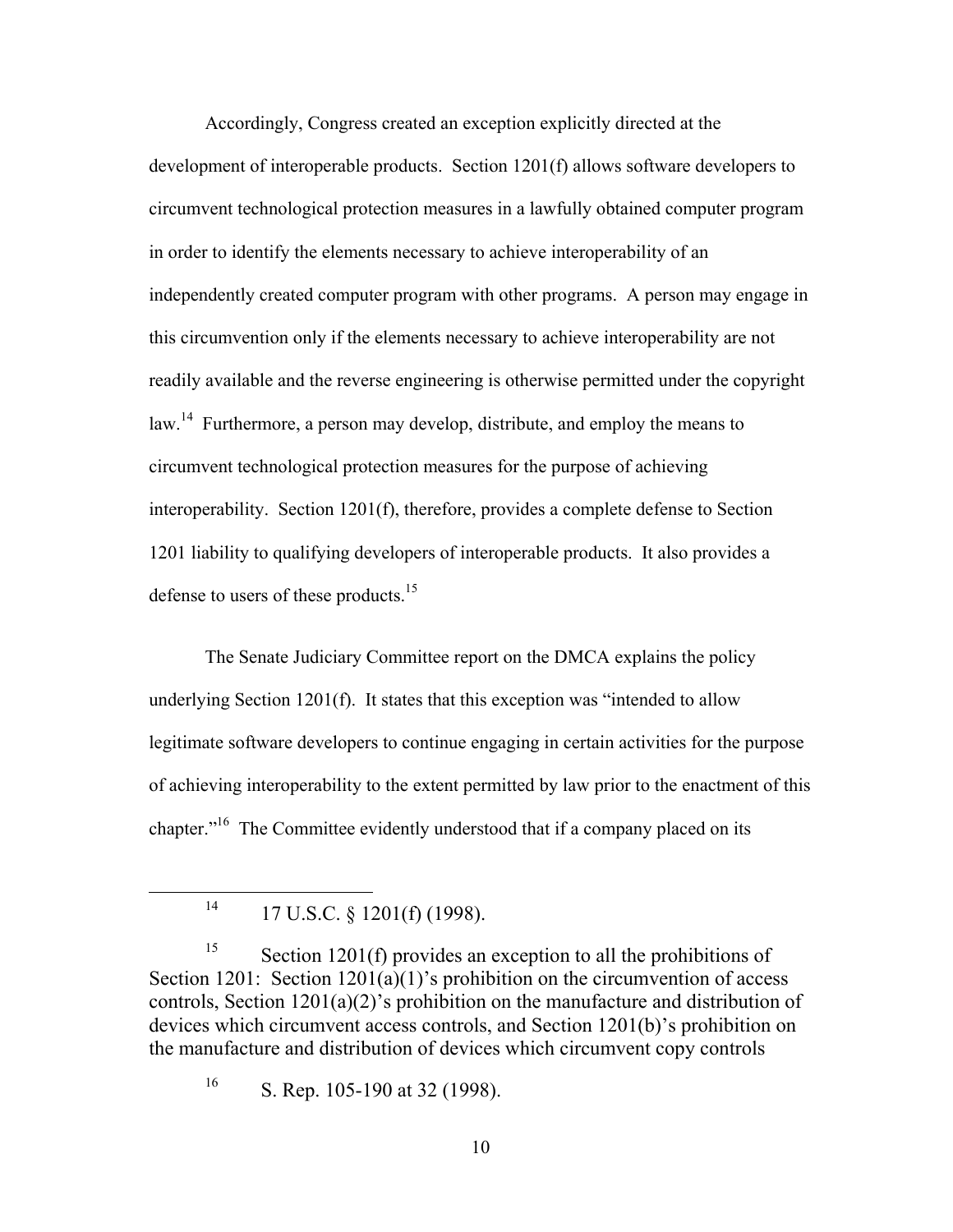Accordingly, Congress created an exception explicitly directed at the development of interoperable products. Section 1201(f) allows software developers to circumvent technological protection measures in a lawfully obtained computer program in order to identify the elements necessary to achieve interoperability of an independently created computer program with other programs. A person may engage in this circumvention only if the elements necessary to achieve interoperability are not readily available and the reverse engineering is otherwise permitted under the copyright law.[14] Furthermore, a person may develop, distribute, and employ the means to circumvent technological protection measures for the purpose of achieving interoperability. Section 1201(f), therefore, provides a complete defense to Section 1201 liability to qualifying developers of interoperable products. It also provides a defense to users of these products.[15]

The Senate Judiciary Committee report on the DMCA explains the policy underlying Section 1201(f). It states that this exception was "intended to allow legitimate software developers to continue engaging in certain activities for the purpose of achieving interoperability to the extent permitted by law prior to the enactment of this chapter."[16] The Committee evidently understood that if a company placed on its

---

[14] 17 U.S.C. § 1201(f) (1998).

[15] Section 1201(f) provides an exception to all the prohibitions of Section 1201: Section 1201(a)(1)'s prohibition on the circumvention of access controls, Section 1201(a)(2)'s prohibition on the manufacture and distribution of devices which circumvent access controls, and Section 1201(b)'s prohibition on the manufacture and distribution of devices which circumvent copy controls

[16] S. Rep. 105-190 at 32 (1998).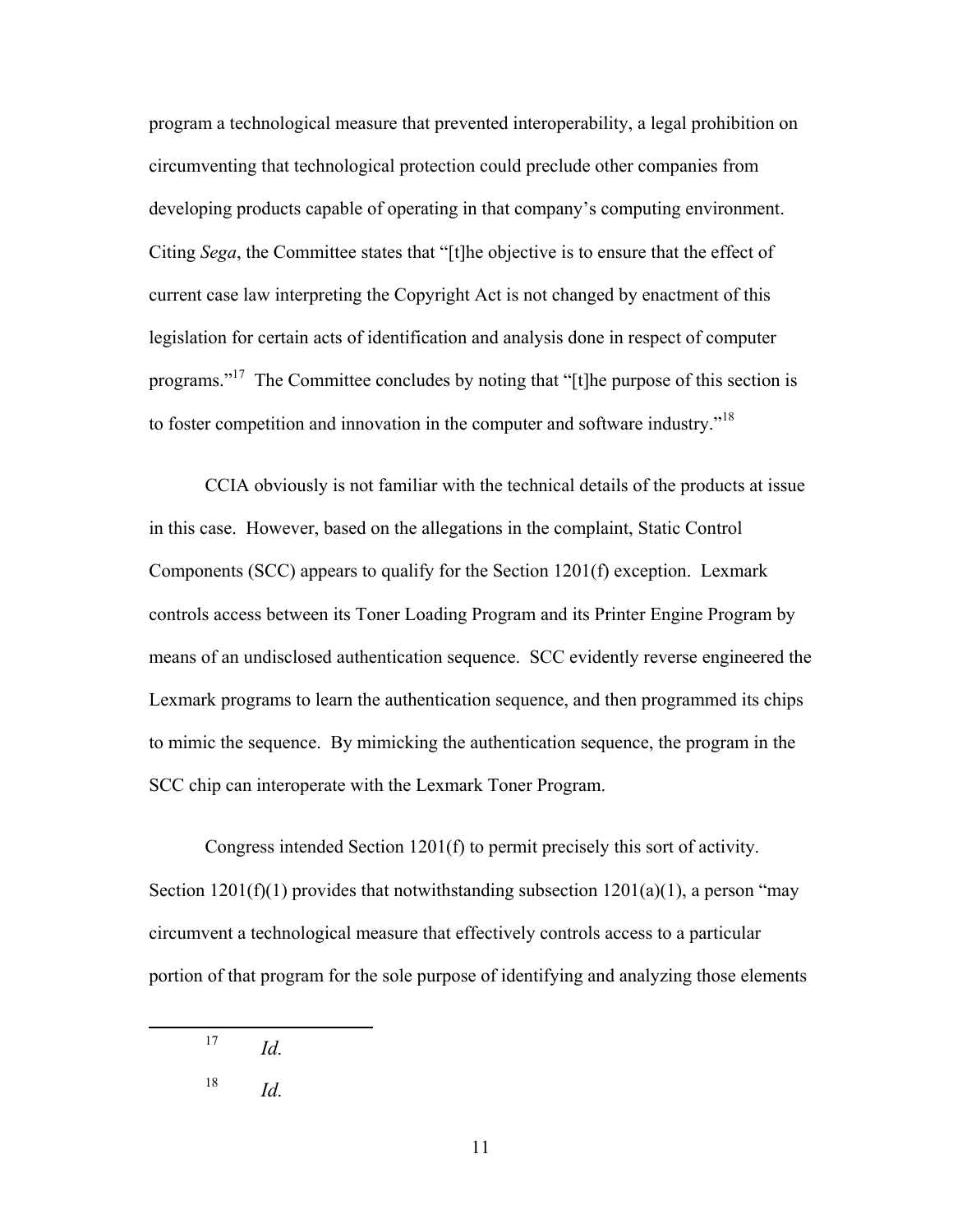program a technological measure that prevented interoperability, a legal prohibition on circumventing that technological protection could preclude other companies from developing products capable of operating in that company's computing environment. Citing *Sega*, the Committee states that "[t]he objective is to ensure that the effect of current case law interpreting the Copyright Act is not changed by enactment of this legislation for certain acts of identification and analysis done in respect of computer programs."[17] The Committee concludes by noting that "[t]he purpose of this section is to foster competition and innovation in the computer and software industry."[18]

CCIA obviously is not familiar with the technical details of the products at issue in this case. However, based on the allegations in the complaint, Static Control Components (SCC) appears to qualify for the Section 1201(f) exception. Lexmark controls access between its Toner Loading Program and its Printer Engine Program by means of an undisclosed authentication sequence. SCC evidently reverse engineered the Lexmark programs to learn the authentication sequence, and then programmed its chips to mimic the sequence. By mimicking the authentication sequence, the program in the SCC chip can interoperate with the Lexmark Toner Program.

Congress intended Section 1201(f) to permit precisely this sort of activity. Section 1201(f)(1) provides that notwithstanding subsection 1201(a)(1), a person "may circumvent a technological measure that effectively controls access to a particular portion of that program for the sole purpose of identifying and analyzing those elements

---

[17] *Id.*

[18] *Id.*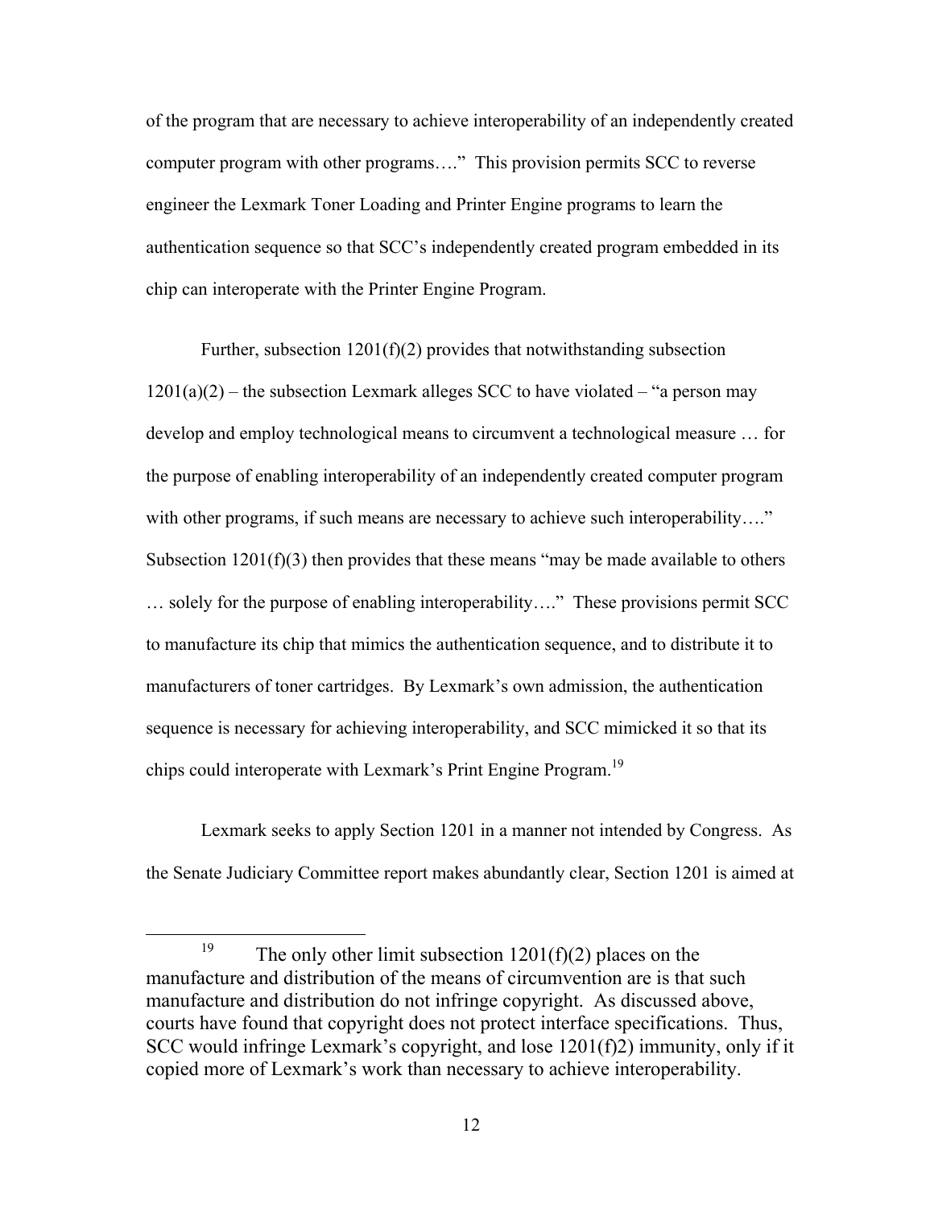of the program that are necessary to achieve interoperability of an independently created computer program with other programs…." This provision permits SCC to reverse engineer the Lexmark Toner Loading and Printer Engine programs to learn the authentication sequence so that SCC's independently created program embedded in its chip can interoperate with the Printer Engine Program.

Further, subsection 1201(f)(2) provides that notwithstanding subsection 1201(a)(2) – the subsection Lexmark alleges SCC to have violated – "a person may develop and employ technological means to circumvent a technological measure … for the purpose of enabling interoperability of an independently created computer program with other programs, if such means are necessary to achieve such interoperability…." Subsection 1201(f)(3) then provides that these means "may be made available to others … solely for the purpose of enabling interoperability…." These provisions permit SCC to manufacture its chip that mimics the authentication sequence, and to distribute it to manufacturers of toner cartridges. By Lexmark's own admission, the authentication sequence is necessary for achieving interoperability, and SCC mimicked it so that its chips could interoperate with Lexmark's Print Engine Program.[19]

Lexmark seeks to apply Section 1201 in a manner not intended by Congress. As the Senate Judiciary Committee report makes abundantly clear, Section 1201 is aimed at

[19] The only other limit subsection 1201(f)(2) places on the manufacture and distribution of the means of circumvention are is that such manufacture and distribution do not infringe copyright. As discussed above, courts have found that copyright does not protect interface specifications. Thus, SCC would infringe Lexmark's copyright, and lose 1201(f)2) immunity, only if it copied more of Lexmark's work than necessary to achieve interoperability.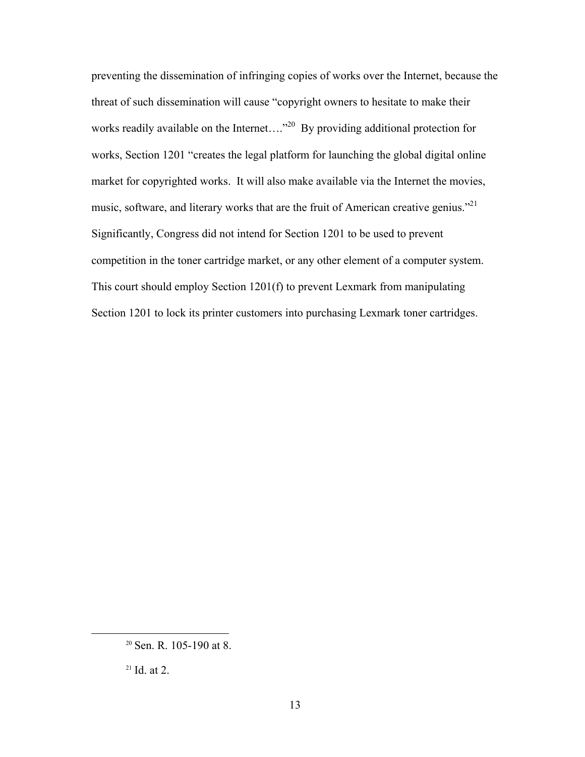preventing the dissemination of infringing copies of works over the Internet, because the threat of such dissemination will cause "copyright owners to hesitate to make their works readily available on the Internet…."[20] By providing additional protection for works, Section 1201 "creates the legal platform for launching the global digital online market for copyrighted works. It will also make available via the Internet the movies, music, software, and literary works that are the fruit of American creative genius."[21] Significantly, Congress did not intend for Section 1201 to be used to prevent competition in the toner cartridge market, or any other element of a computer system. This court should employ Section 1201(f) to prevent Lexmark from manipulating Section 1201 to lock its printer customers into purchasing Lexmark toner cartridges.

---

[20] Sen. R. 105-190 at 8.

[21] Id. at 2.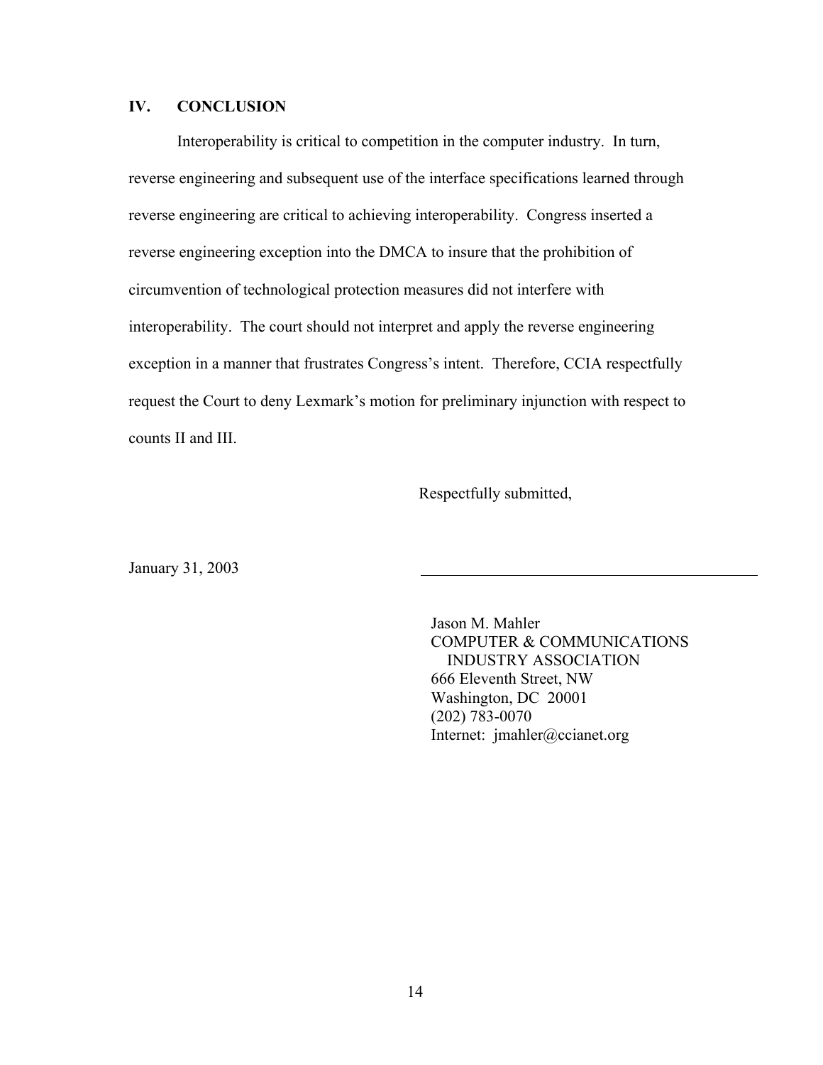## IV. CONCLUSION

Interoperability is critical to competition in the computer industry. In turn, reverse engineering and subsequent use of the interface specifications learned through reverse engineering are critical to achieving interoperability. Congress inserted a reverse engineering exception into the DMCA to insure that the prohibition of circumvention of technological protection measures did not interfere with interoperability. The court should not interpret and apply the reverse engineering exception in a manner that frustrates Congress's intent. Therefore, CCIA respectfully request the Court to deny Lexmark's motion for preliminary injunction with respect to counts II and III.

Respectfully submitted,

January 31, 2003

______________________________

Jason M. Mahler
COMPUTER & COMMUNICATIONS INDUSTRY ASSOCIATION
666 Eleventh Street, NW
Washington, DC 20001
(202) 783-0070
Internet: jmahler@ccianet.org